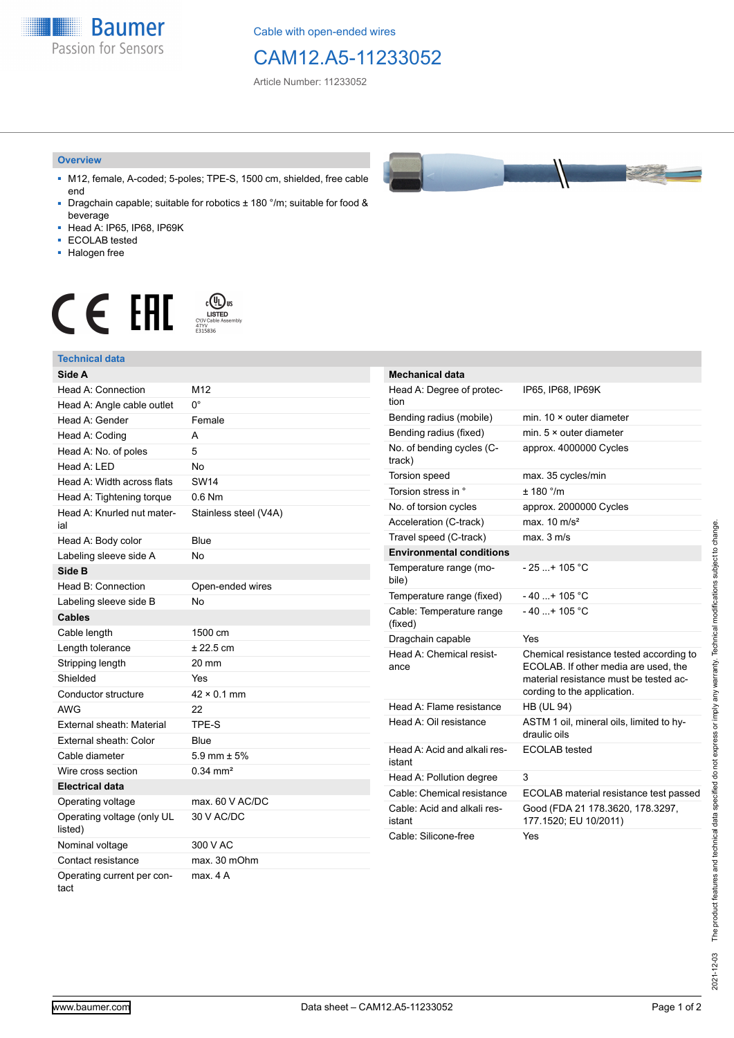Cable with open-ended wires

# CAM12.A5-11233052

Article Number: 11233052

## Overview

- M12, female, A-coded; 5-poles; TPE-S, 1500 cm, shielded, free cable end
- Dragchain capable; suitable for robotics ± 180 °/m; suitable for food & beverage
- Head A: IP65, IP68, IP69K
- ECOLAB tested
- Halogen free

## Technical data

| **Side A** | |
|---|---|
| Head A: Connection | M12 |
| Head A: Angle cable outlet | 0° |
| Head A: Gender | Female |
| Head A: Coding | A |
| Head A: No. of poles | 5 |
| Head A: LED | No |
| Head A: Width across flats | SW14 |
| Head A: Tightening torque | 0.6 Nm |
| Head A: Knurled nut material | Stainless steel (V4A) |
| Head A: Body color | Blue |
| Labeling sleeve side A | No |
| **Side B** | |
| Head B: Connection | Open-ended wires |
| Labeling sleeve side B | No |
| **Cables** | |
| Cable length | 1500 cm |
| Length tolerance | ± 22.5 cm |
| Stripping length | 20 mm |
| Shielded | Yes |
| Conductor structure | 42 × 0.1 mm |
| AWG | 22 |
| External sheath: Material | TPE-S |
| External sheath: Color | Blue |
| Cable diameter | 5.9 mm ± 5% |
| Wire cross section | 0.34 mm² |
| **Electrical data** | |
| Operating voltage | max. 60 V AC/DC |
| Operating voltage (only UL listed) | 30 V AC/DC |
| Nominal voltage | 300 V AC |
| Contact resistance | max. 30 mOhm |
| Operating current per contact | max. 4 A |

| **Mechanical data** | |
|---|---|
| Head A: Degree of protection | IP65, IP68, IP69K |
| Bending radius (mobile) | min. 10 × outer diameter |
| Bending radius (fixed) | min. 5 × outer diameter |
| No. of bending cycles (C-track) | approx. 4000000 Cycles |
| Torsion speed | max. 35 cycles/min |
| Torsion stress in ° | ± 180 °/m |
| No. of torsion cycles | approx. 2000000 Cycles |
| Acceleration (C-track) | max. 10 m/s² |
| Travel speed (C-track) | max. 3 m/s |
| **Environmental conditions** | |
| Temperature range (mobile) | - 25 ...+ 105 °C |
| Temperature range (fixed) | - 40 ...+ 105 °C |
| Cable: Temperature range (fixed) | - 40 ...+ 105 °C |
| Dragchain capable | Yes |
| Head A: Chemical resistance | Chemical resistance tested according to ECOLAB. If other media are used, the material resistance must be tested according to the application. |
| Head A: Flame resistance | HB (UL 94) |
| Head A: Oil resistance | ASTM 1 oil, mineral oils, limited to hydraulic oils |
| Head A: Acid and alkali resistant | ECOLAB tested |
| Head A: Pollution degree | 3 |
| Cable: Chemical resistance | ECOLAB material resistance test passed |
| Cable: Acid and alkali resistant | Good (FDA 21 178.3620, 178.3297, 177.1520; EU 10/2011) |
| Cable: Silicone-free | Yes |

2021-12-03 The product features and technical data specified do not express or imply any warranty. Technical modifications subject to change.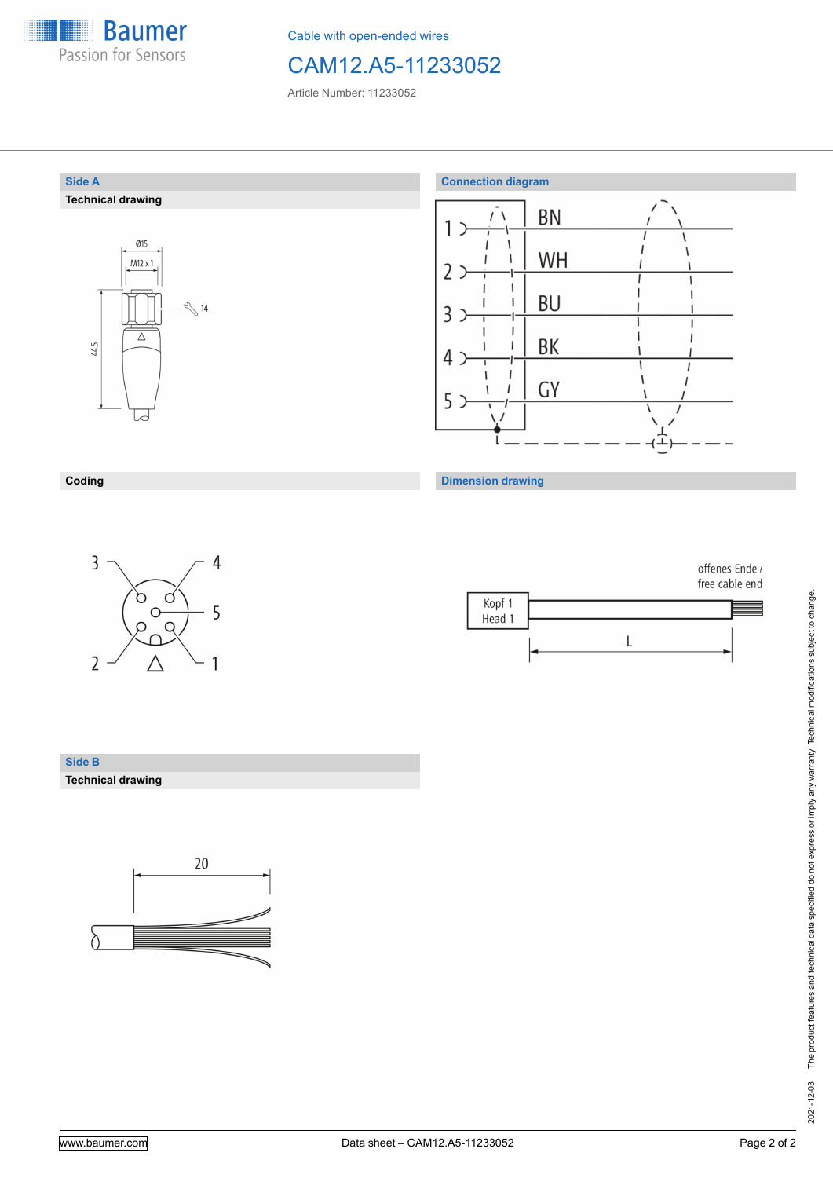Cable with open-ended wires

# CAM12.A5-11233052

Article Number: 11233052

## Side A

### Technical drawing

Ø15

M12 x 1

14

44.5

## Connection diagram

1 BN

2 WH

3 BU

4 BK

5 GY

### Coding

3 4

5

2 1

## Dimension drawing

offenes Ende / free cable end

Kopf 1 Head 1

L

## Side B

### Technical drawing

20

The product features and technical data specified do not express or imply any warranty. Technical modifications subject to change.

2021-12-03

www.baumer.com

Data sheet – CAM12.A5-11233052